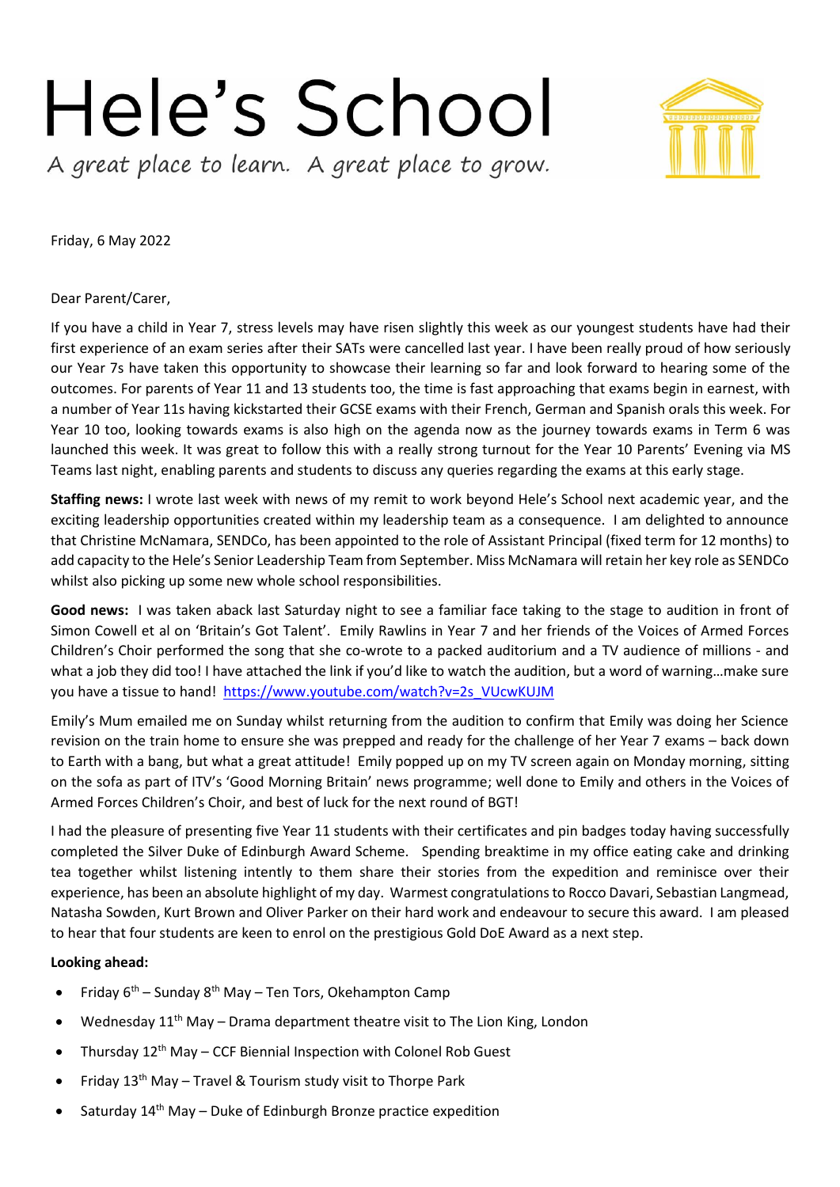# Hele's School

*A great place to learn. A great place to grow.*

Friday, 6 May 2022

Dear Parent/Carer,

If you have a child in Year 7, stress levels may have risen slightly this week as our youngest students have had their first experience of an exam series after their SATs were cancelled last year. I have been really proud of how seriously our Year 7s have taken this opportunity to showcase their learning so far and look forward to hearing some of the outcomes. For parents of Year 11 and 13 students too, the time is fast approaching that exams begin in earnest, with a number of Year 11s having kickstarted their GCSE exams with their French, German and Spanish orals this week. For Year 10 too, looking towards exams is also high on the agenda now as the journey towards exams in Term 6 was launched this week. It was great to follow this with a really strong turnout for the Year 10 Parents' Evening via MS Teams last night, enabling parents and students to discuss any queries regarding the exams at this early stage.

**Staffing news:** I wrote last week with news of my remit to work beyond Hele's School next academic year, and the exciting leadership opportunities created within my leadership team as a consequence. I am delighted to announce that Christine McNamara, SENDCo, has been appointed to the role of Assistant Principal (fixed term for 12 months) to add capacity to the Hele's Senior Leadership Team from September. Miss McNamara will retain her key role as SENDCo whilst also picking up some new whole school responsibilities.

**Good news:** I was taken aback last Saturday night to see a familiar face taking to the stage to audition in front of Simon Cowell et al on 'Britain's Got Talent'. Emily Rawlins in Year 7 and her friends of the Voices of Armed Forces Children's Choir performed the song that she co-wrote to a packed auditorium and a TV audience of millions - and what a job they did too! I have attached the link if you'd like to watch the audition, but a word of warning…make sure you have a tissue to hand! https://www.youtube.com/watch?v=2s_VUcwKUJM

Emily's Mum emailed me on Sunday whilst returning from the audition to confirm that Emily was doing her Science revision on the train home to ensure she was prepped and ready for the challenge of her Year 7 exams – back down to Earth with a bang, but what a great attitude! Emily popped up on my TV screen again on Monday morning, sitting on the sofa as part of ITV's 'Good Morning Britain' news programme; well done to Emily and others in the Voices of Armed Forces Children's Choir, and best of luck for the next round of BGT!

I had the pleasure of presenting five Year 11 students with their certificates and pin badges today having successfully completed the Silver Duke of Edinburgh Award Scheme. Spending breaktime in my office eating cake and drinking tea together whilst listening intently to them share their stories from the expedition and reminisce over their experience, has been an absolute highlight of my day. Warmest congratulations to Rocco Davari, Sebastian Langmead, Natasha Sowden, Kurt Brown and Oliver Parker on their hard work and endeavour to secure this award. I am pleased to hear that four students are keen to enrol on the prestigious Gold DoE Award as a next step.

**Looking ahead:**

- Friday 6th – Sunday 8th May – Ten Tors, Okehampton Camp
- Wednesday 11th May – Drama department theatre visit to The Lion King, London
- Thursday 12th May – CCF Biennial Inspection with Colonel Rob Guest
- Friday 13th May – Travel & Tourism study visit to Thorpe Park
- Saturday 14th May – Duke of Edinburgh Bronze practice expedition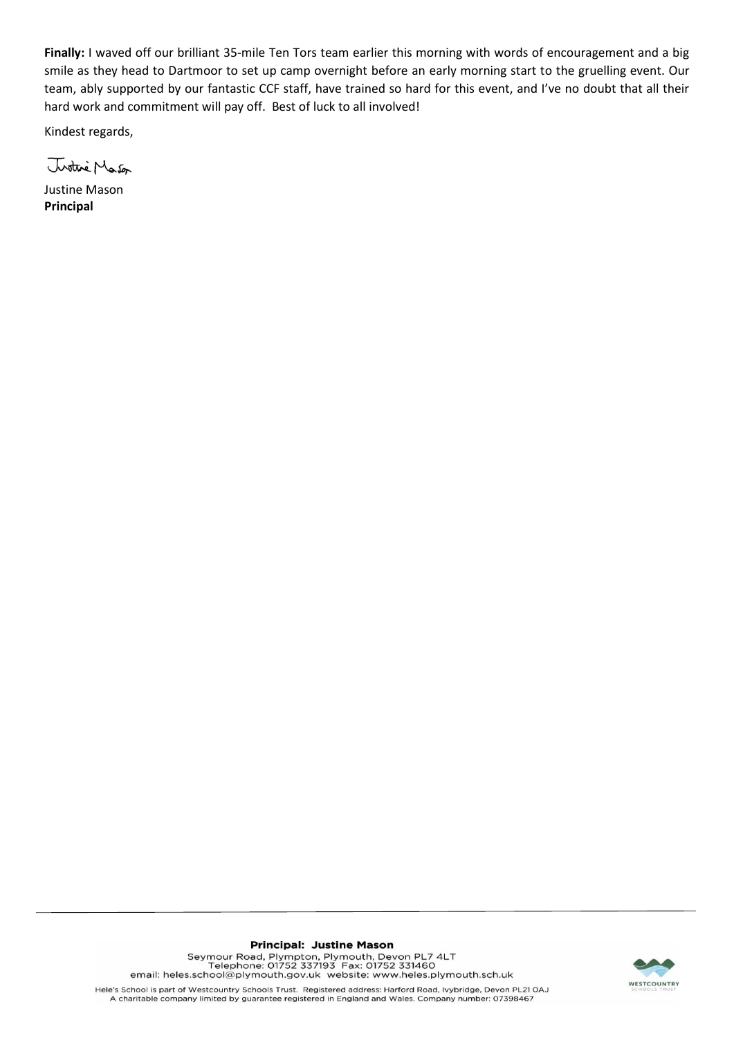**Finally:** I waved off our brilliant 35-mile Ten Tors team earlier this morning with words of encouragement and a big smile as they head to Dartmoor to set up camp overnight before an early morning start to the gruelling event. Our team, ably supported by our fantastic CCF staff, have trained so hard for this event, and I've no doubt that all their hard work and commitment will pay off. Best of luck to all involved!

Kindest regards,

Justine Mason
**Principal**